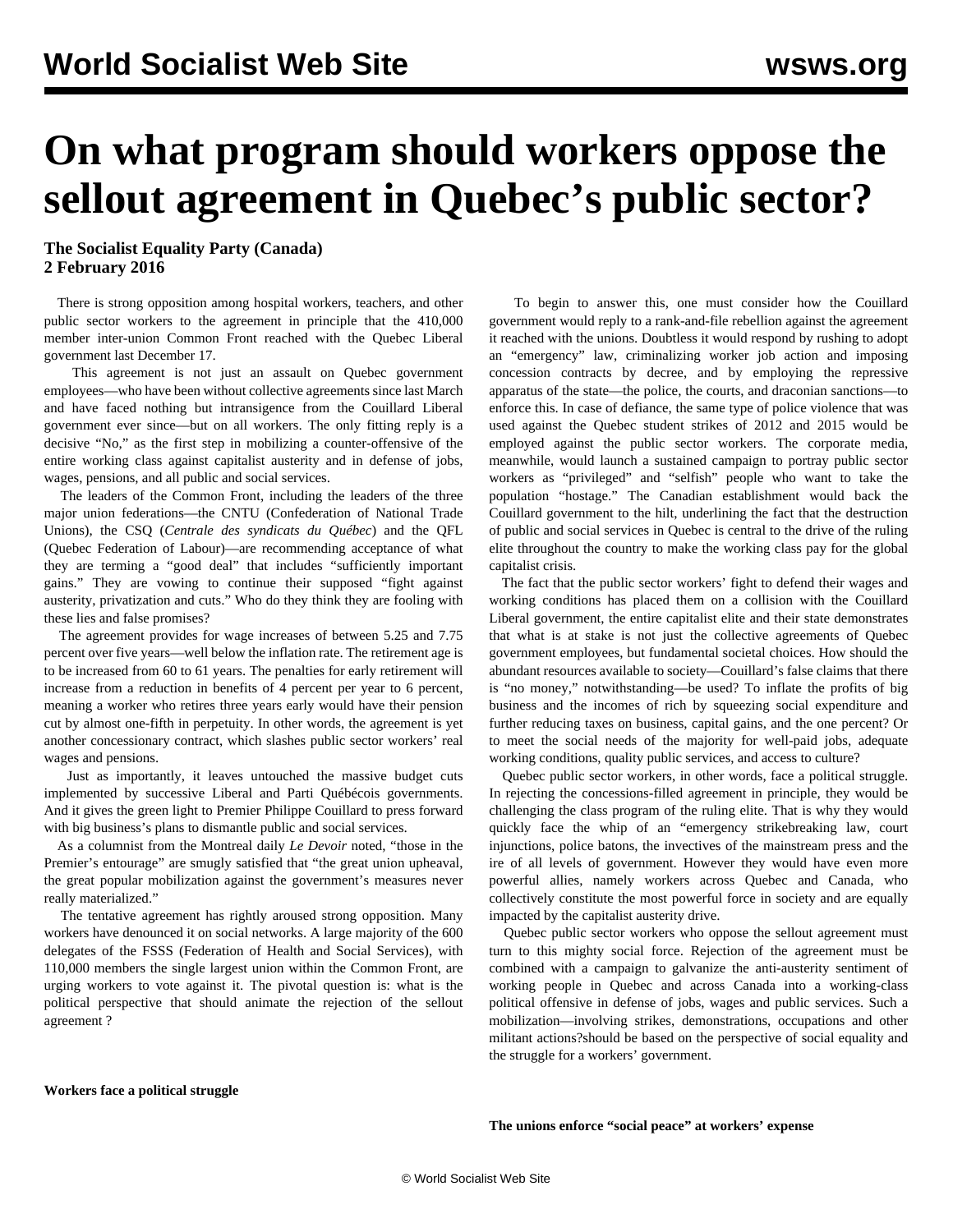# On what program should workers oppose the sellout agreement in Quebec's public sector?

**The Socialist Equality Party (Canada)**
**2 February 2016**

There is strong opposition among hospital workers, teachers, and other public sector workers to the agreement in principle that the 410,000 member inter-union Common Front reached with the Quebec Liberal government last December 17.

This agreement is not just an assault on Quebec government employees—who have been without collective agreements since last March and have faced nothing but intransigence from the Couillard Liberal government ever since—but on all workers. The only fitting reply is a decisive "No," as the first step in mobilizing a counter-offensive of the entire working class against capitalist austerity and in defense of jobs, wages, pensions, and all public and social services.

The leaders of the Common Front, including the leaders of the three major union federations—the CNTU (Confederation of National Trade Unions), the CSQ (*Centrale des syndicats du Québec*) and the QFL (Quebec Federation of Labour)—are recommending acceptance of what they are terming a "good deal" that includes "sufficiently important gains." They are vowing to continue their supposed "fight against austerity, privatization and cuts." Who do they think they are fooling with these lies and false promises?

The agreement provides for wage increases of between 5.25 and 7.75 percent over five years—well below the inflation rate. The retirement age is to be increased from 60 to 61 years. The penalties for early retirement will increase from a reduction in benefits of 4 percent per year to 6 percent, meaning a worker who retires three years early would have their pension cut by almost one-fifth in perpetuity. In other words, the agreement is yet another concessionary contract, which slashes public sector workers' real wages and pensions.

Just as importantly, it leaves untouched the massive budget cuts implemented by successive Liberal and Parti Québécois governments. And it gives the green light to Premier Philippe Couillard to press forward with big business's plans to dismantle public and social services.

As a columnist from the Montreal daily *Le Devoir* noted, "those in the Premier's entourage" are smugly satisfied that "the great union upheaval, the great popular mobilization against the government's measures never really materialized."

The tentative agreement has rightly aroused strong opposition. Many workers have denounced it on social networks. A large majority of the 600 delegates of the FSSS (Federation of Health and Social Services), with 110,000 members the single largest union within the Common Front, are urging workers to vote against it. The pivotal question is: what is the political perspective that should animate the rejection of the sellout agreement ?

**Workers face a political struggle**

To begin to answer this, one must consider how the Couillard government would reply to a rank-and-file rebellion against the agreement it reached with the unions. Doubtless it would respond by rushing to adopt an "emergency" law, criminalizing worker job action and imposing concession contracts by decree, and by employing the repressive apparatus of the state—the police, the courts, and draconian sanctions—to enforce this. In case of defiance, the same type of police violence that was used against the Quebec student strikes of 2012 and 2015 would be employed against the public sector workers. The corporate media, meanwhile, would launch a sustained campaign to portray public sector workers as "privileged" and "selfish" people who want to take the population "hostage." The Canadian establishment would back the Couillard government to the hilt, underlining the fact that the destruction of public and social services in Quebec is central to the drive of the ruling elite throughout the country to make the working class pay for the global capitalist crisis.

The fact that the public sector workers' fight to defend their wages and working conditions has placed them on a collision with the Couillard Liberal government, the entire capitalist elite and their state demonstrates that what is at stake is not just the collective agreements of Quebec government employees, but fundamental societal choices. How should the abundant resources available to society—Couillard's false claims that there is "no money," notwithstanding—be used? To inflate the profits of big business and the incomes of rich by squeezing social expenditure and further reducing taxes on business, capital gains, and the one percent? Or to meet the social needs of the majority for well-paid jobs, adequate working conditions, quality public services, and access to culture?

Quebec public sector workers, in other words, face a political struggle. In rejecting the concessions-filled agreement in principle, they would be challenging the class program of the ruling elite. That is why they would quickly face the whip of an "emergency strikebreaking law, court injunctions, police batons, the invectives of the mainstream press and the ire of all levels of government. However they would have even more powerful allies, namely workers across Quebec and Canada, who collectively constitute the most powerful force in society and are equally impacted by the capitalist austerity drive.

Quebec public sector workers who oppose the sellout agreement must turn to this mighty social force. Rejection of the agreement must be combined with a campaign to galvanize the anti-austerity sentiment of working people in Quebec and across Canada into a working-class political offensive in defense of jobs, wages and public services. Such a mobilization—involving strikes, demonstrations, occupations and other militant actions?should be based on the perspective of social equality and the struggle for a workers' government.

**The unions enforce "social peace" at workers' expense**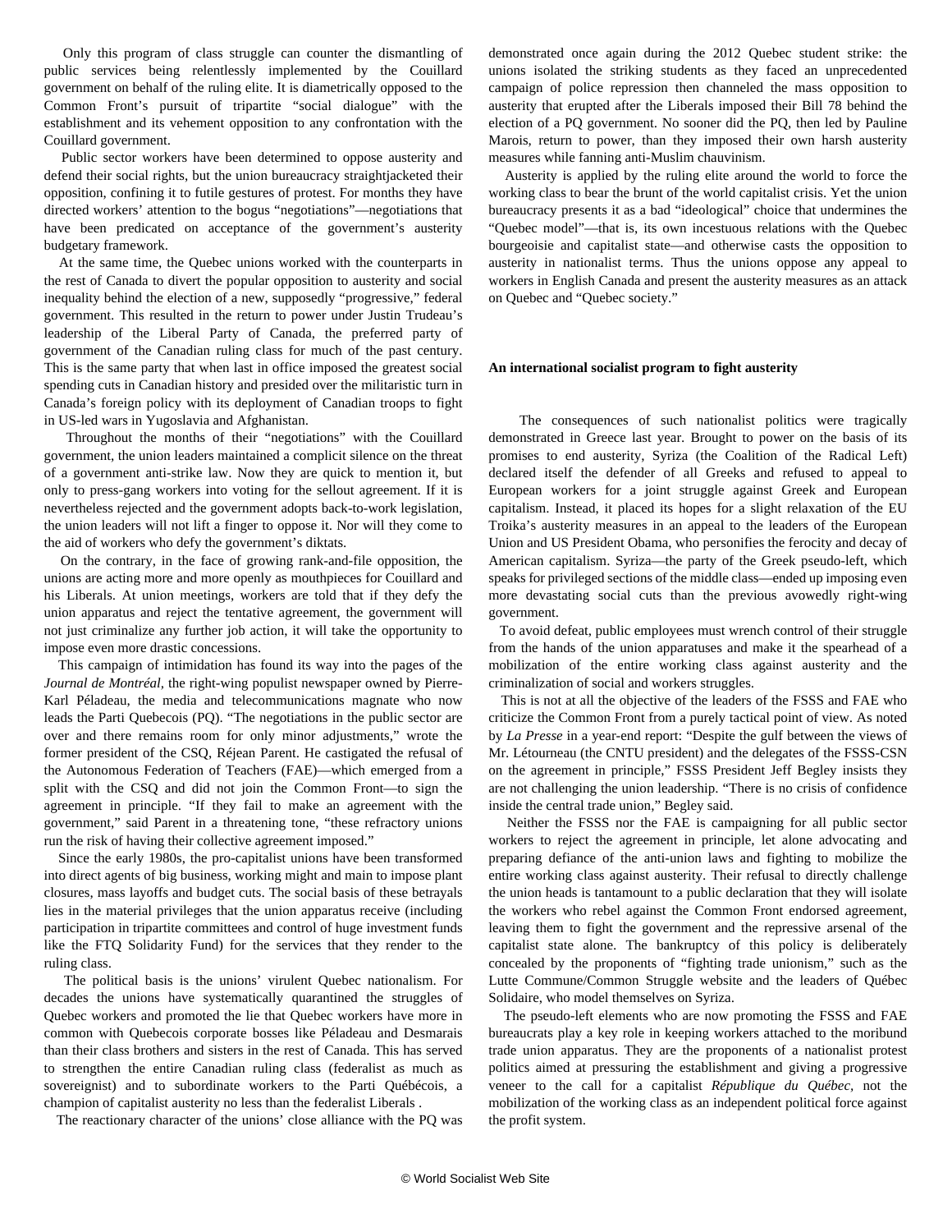Only this program of class struggle can counter the dismantling of public services being relentlessly implemented by the Couillard government on behalf of the ruling elite. It is diametrically opposed to the Common Front's pursuit of tripartite "social dialogue" with the establishment and its vehement opposition to any confrontation with the Couillard government.

Public sector workers have been determined to oppose austerity and defend their social rights, but the union bureaucracy straightjacketed their opposition, confining it to futile gestures of protest. For months they have directed workers' attention to the bogus "negotiations"—negotiations that have been predicated on acceptance of the government's austerity budgetary framework.

At the same time, the Quebec unions worked with the counterparts in the rest of Canada to divert the popular opposition to austerity and social inequality behind the election of a new, supposedly "progressive," federal government. This resulted in the return to power under Justin Trudeau's leadership of the Liberal Party of Canada, the preferred party of government of the Canadian ruling class for much of the past century. This is the same party that when last in office imposed the greatest social spending cuts in Canadian history and presided over the militaristic turn in Canada's foreign policy with its deployment of Canadian troops to fight in US-led wars in Yugoslavia and Afghanistan.

Throughout the months of their "negotiations" with the Couillard government, the union leaders maintained a complicit silence on the threat of a government anti-strike law. Now they are quick to mention it, but only to press-gang workers into voting for the sellout agreement. If it is nevertheless rejected and the government adopts back-to-work legislation, the union leaders will not lift a finger to oppose it. Nor will they come to the aid of workers who defy the government's diktats.

On the contrary, in the face of growing rank-and-file opposition, the unions are acting more and more openly as mouthpieces for Couillard and his Liberals. At union meetings, workers are told that if they defy the union apparatus and reject the tentative agreement, the government will not just criminalize any further job action, it will take the opportunity to impose even more drastic concessions.

This campaign of intimidation has found its way into the pages of the *Journal de Montréal*, the right-wing populist newspaper owned by Pierre-Karl Péladeau, the media and telecommunications magnate who now leads the Parti Quebecois (PQ). "The negotiations in the public sector are over and there remains room for only minor adjustments," wrote the former president of the CSQ, Réjean Parent. He castigated the refusal of the Autonomous Federation of Teachers (FAE)—which emerged from a split with the CSQ and did not join the Common Front—to sign the agreement in principle. "If they fail to make an agreement with the government," said Parent in a threatening tone, "these refractory unions run the risk of having their collective agreement imposed."

Since the early 1980s, the pro-capitalist unions have been transformed into direct agents of big business, working might and main to impose plant closures, mass layoffs and budget cuts. The social basis of these betrayals lies in the material privileges that the union apparatus receive (including participation in tripartite committees and control of huge investment funds like the FTQ Solidarity Fund) for the services that they render to the ruling class.

The political basis is the unions' virulent Quebec nationalism. For decades the unions have systematically quarantined the struggles of Quebec workers and promoted the lie that Quebec workers have more in common with Quebecois corporate bosses like Péladeau and Desmarais than their class brothers and sisters in the rest of Canada. This has served to strengthen the entire Canadian ruling class (federalist as much as sovereignist) and to subordinate workers to the Parti Québécois, a champion of capitalist austerity no less than the federalist Liberals .

The reactionary character of the unions' close alliance with the PQ was demonstrated once again during the 2012 Quebec student strike: the unions isolated the striking students as they faced an unprecedented campaign of police repression then channeled the mass opposition to austerity that erupted after the Liberals imposed their Bill 78 behind the election of a PQ government. No sooner did the PQ, then led by Pauline Marois, return to power, than they imposed their own harsh austerity measures while fanning anti-Muslim chauvinism.

Austerity is applied by the ruling elite around the world to force the working class to bear the brunt of the world capitalist crisis. Yet the union bureaucracy presents it as a bad "ideological" choice that undermines the "Quebec model"—that is, its own incestuous relations with the Quebec bourgeoisie and capitalist state—and otherwise casts the opposition to austerity in nationalist terms. Thus the unions oppose any appeal to workers in English Canada and present the austerity measures as an attack on Quebec and "Quebec society."

**An international socialist program to fight austerity**

The consequences of such nationalist politics were tragically demonstrated in Greece last year. Brought to power on the basis of its promises to end austerity, Syriza (the Coalition of the Radical Left) declared itself the defender of all Greeks and refused to appeal to European workers for a joint struggle against Greek and European capitalism. Instead, it placed its hopes for a slight relaxation of the EU Troika's austerity measures in an appeal to the leaders of the European Union and US President Obama, who personifies the ferocity and decay of American capitalism. Syriza—the party of the Greek pseudo-left, which speaks for privileged sections of the middle class—ended up imposing even more devastating social cuts than the previous avowedly right-wing government.

To avoid defeat, public employees must wrench control of their struggle from the hands of the union apparatuses and make it the spearhead of a mobilization of the entire working class against austerity and the criminalization of social and workers struggles.

This is not at all the objective of the leaders of the FSSS and FAE who criticize the Common Front from a purely tactical point of view. As noted by *La Presse* in a year-end report: "Despite the gulf between the views of Mr. Létourneau (the CNTU president) and the delegates of the FSSS-CSN on the agreement in principle," FSSS President Jeff Begley insists they are not challenging the union leadership. "There is no crisis of confidence inside the central trade union," Begley said.

Neither the FSSS nor the FAE is campaigning for all public sector workers to reject the agreement in principle, let alone advocating and preparing defiance of the anti-union laws and fighting to mobilize the entire working class against austerity. Their refusal to directly challenge the union heads is tantamount to a public declaration that they will isolate the workers who rebel against the Common Front endorsed agreement, leaving them to fight the government and the repressive arsenal of the capitalist state alone. The bankruptcy of this policy is deliberately concealed by the proponents of "fighting trade unionism," such as the Lutte Commune/Common Struggle website and the leaders of Québec Solidaire, who model themselves on Syriza.

The pseudo-left elements who are now promoting the FSSS and FAE bureaucrats play a key role in keeping workers attached to the moribund trade union apparatus. They are the proponents of a nationalist protest politics aimed at pressuring the establishment and giving a progressive veneer to the call for a capitalist *République du Québec*, not the mobilization of the working class as an independent political force against the profit system.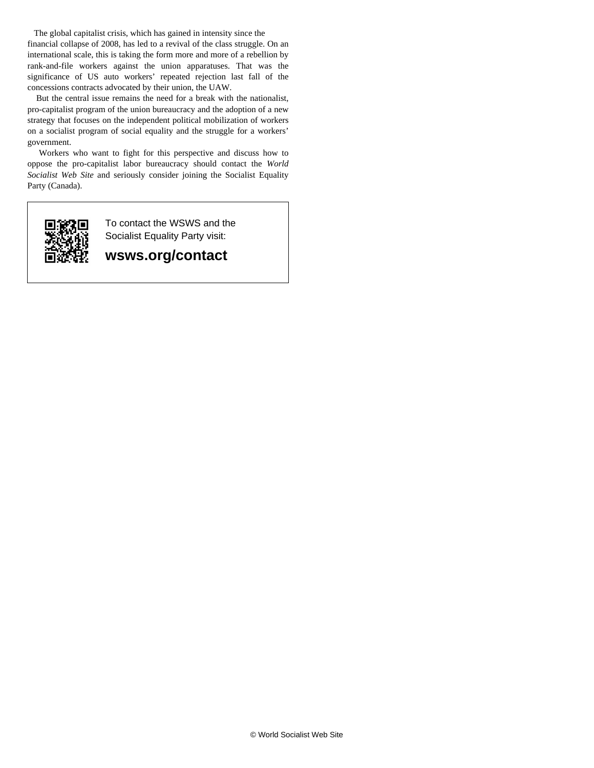The global capitalist crisis, which has gained in intensity since the financial collapse of 2008, has led to a revival of the class struggle. On an international scale, this is taking the form more and more of a rebellion by rank-and-file workers against the union apparatuses. That was the significance of US auto workers' repeated rejection last fall of the concessions contracts advocated by their union, the UAW.

But the central issue remains the need for a break with the nationalist, pro-capitalist program of the union bureaucracy and the adoption of a new strategy that focuses on the independent political mobilization of workers on a socialist program of social equality and the struggle for a workers' government.

Workers who want to fight for this perspective and discuss how to oppose the pro-capitalist labor bureaucracy should contact the *World Socialist Web Site* and seriously consider joining the Socialist Equality Party (Canada).

To contact the WSWS and the Socialist Equality Party visit:

**wsws.org/contact**